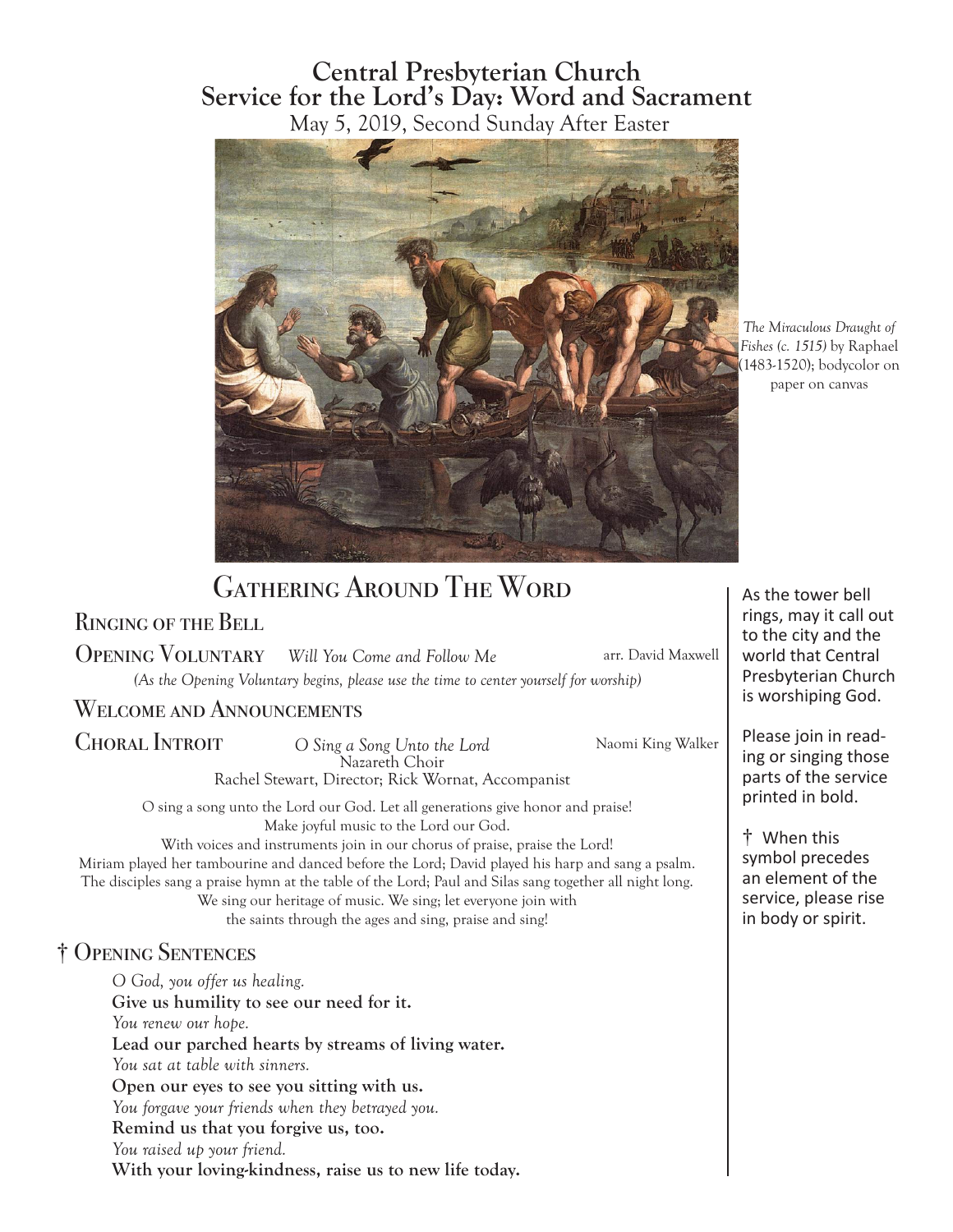# Central Presbyterian Church
# Service for the Lord's Day: Word and Sacrament

May 5, 2019, Second Sunday After Easter

*The Miraculous Draught of Fishes (c. 1515)* by Raphael (1483-1520); bodycolor on paper on canvas

## Gathering Around The Word

As the tower bell rings, may it call out to the city and the world that Central Presbyterian Church is worshiping God.

Please join in reading or singing those parts of the service printed in bold.

† When this symbol precedes an element of the service, please rise in body or spirit.

### Ringing of the Bell

### Opening Voluntary *Will You Come and Follow Me* arr. David Maxwell

*(As the Opening Voluntary begins, please use the time to center yourself for worship)*

### Welcome and Announcements

### Choral Introit *O Sing a Song Unto the Lord* Naomi King Walker

Nazareth Choir
Rachel Stewart, Director; Rick Wornat, Accompanist

O sing a song unto the Lord our God. Let all generations give honor and praise!
Make joyful music to the Lord our God.
With voices and instruments join in our chorus of praise, praise the Lord!
Miriam played her tambourine and danced before the Lord; David played his harp and sang a psalm.
The disciples sang a praise hymn at the table of the Lord; Paul and Silas sang together all night long.
We sing our heritage of music. We sing; let everyone join with
the saints through the ages and sing, praise and sing!

### † Opening Sentences

*O God, you offer us healing.*
**Give us humility to see our need for it.**
*You renew our hope.*
**Lead our parched hearts by streams of living water.**
*You sat at table with sinners.*
**Open our eyes to see you sitting with us.**
*You forgave your friends when they betrayed you.*
**Remind us that you forgive us, too.**
*You raised up your friend.*
**With your loving-kindness, raise us to new life today.**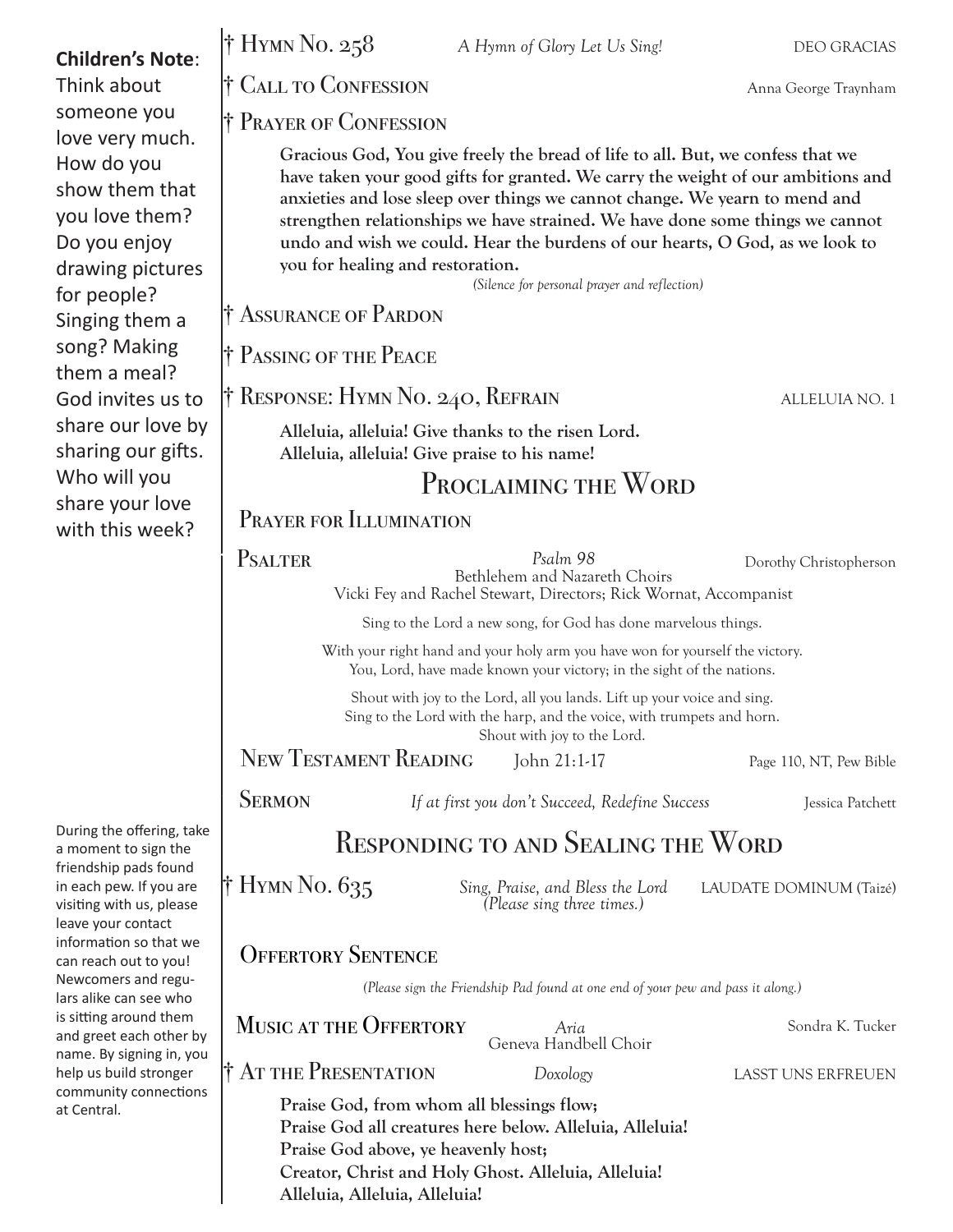**Children's Note**: Think about someone you love very much. How do you show them that you love them? Do you enjoy drawing pictures for people? Singing them a song? Making them a meal? God invites us to share our love by sharing our gifts. Who will you share your love with this week?

† Hymn No. 258 — *A Hymn of Glory Let Us Sing!* — DEO GRACIAS

† Call to Confession — Anna George Traynham

† Prayer of Confession

**Gracious God, You give freely the bread of life to all. But, we confess that we have taken your good gifts for granted. We carry the weight of our ambitions and anxieties and lose sleep over things we cannot change. We yearn to mend and strengthen relationships we have strained. We have done some things we cannot undo and wish we could. Hear the burdens of our hearts, O God, as we look to you for healing and restoration.**

*(Silence for personal prayer and reflection)*

† Assurance of Pardon

† Passing of the Peace

† Response: Hymn No. 240, Refrain — ALLELUIA NO. 1

**Alleluia, alleluia! Give thanks to the risen Lord.**
**Alleluia, alleluia! Give praise to his name!**

## Proclaiming the Word

Prayer for Illumination

Psalter — *Psalm 98* — Dorothy Christopherson
Bethlehem and Nazareth Choirs
Vicki Fey and Rachel Stewart, Directors; Rick Wornat, Accompanist

Sing to the Lord a new song, for God has done marvelous things.

With your right hand and your holy arm you have won for yourself the victory.
You, Lord, have made known your victory; in the sight of the nations.

Shout with joy to the Lord, all you lands. Lift up your voice and sing.
Sing to the Lord with the harp, and the voice, with trumpets and horn.
Shout with joy to the Lord.

New Testament Reading — John 21:1-17 — Page 110, NT, Pew Bible

Sermon — *If at first you don't Succeed, Redefine Success* — Jessica Patchett

## Responding to and Sealing the Word

During the offering, take a moment to sign the friendship pads found in each pew. If you are visiting with us, please leave your contact information so that we can reach out to you! Newcomers and regulars alike can see who is sitting around them and greet each other by name. By signing in, you help us build stronger community connections at Central.

† Hymn No. 635 — *Sing, Praise, and Bless the Lord* *(Please sing three times.)* — LAUDATE DOMINUM (Taizé)

Offertory Sentence

*(Please sign the Friendship Pad found at one end of your pew and pass it along.)*

Music at the Offertory — *Aria* — Sondra K. Tucker
Geneva Handbell Choir

† At the Presentation — *Doxology* — LASST UNS ERFREUEN

**Praise God, from whom all blessings flow;**
**Praise God all creatures here below. Alleluia, Alleluia!**
**Praise God above, ye heavenly host;**
**Creator, Christ and Holy Ghost. Alleluia, Alleluia!**
**Alleluia, Alleluia, Alleluia!**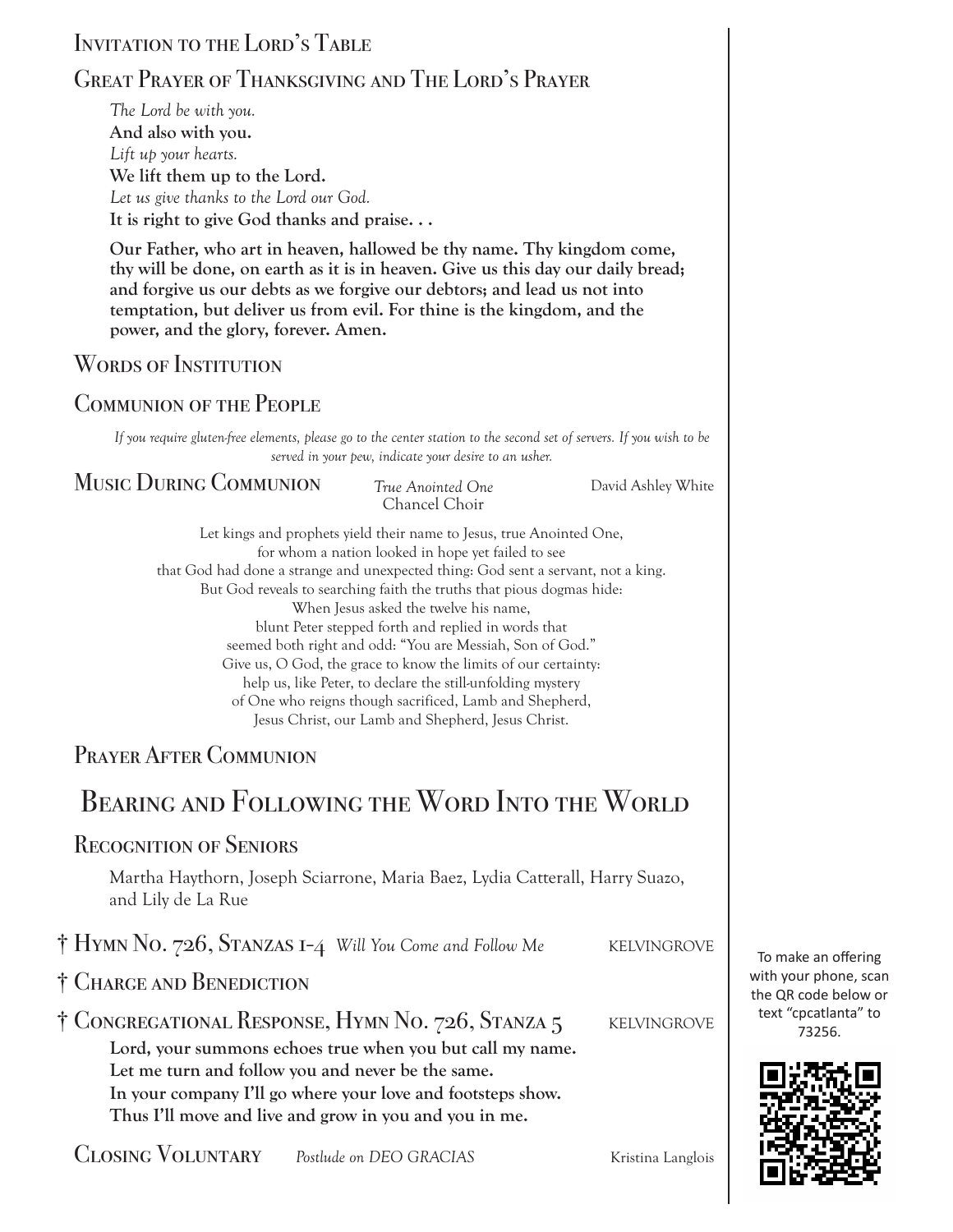## Invitation to the Lord's Table

## Great Prayer of Thanksgiving and The Lord's Prayer

*The Lord be with you.*
**And also with you.**
*Lift up your hearts.*
**We lift them up to the Lord.**
*Let us give thanks to the Lord our God.*
**It is right to give God thanks and praise. . .**

**Our Father, who art in heaven, hallowed be thy name. Thy kingdom come, thy will be done, on earth as it is in heaven. Give us this day our daily bread; and forgive us our debts as we forgive our debtors; and lead us not into temptation, but deliver us from evil. For thine is the kingdom, and the power, and the glory, forever. Amen.**

## Words of Institution

## Communion of the People

*If you require gluten-free elements, please go to the center station to the second set of servers. If you wish to be served in your pew, indicate your desire to an usher.*

## Music During Communion

*True Anointed One* — David Ashley White
Chancel Choir

Let kings and prophets yield their name to Jesus, true Anointed One,
for whom a nation looked in hope yet failed to see
that God had done a strange and unexpected thing: God sent a servant, not a king.
But God reveals to searching faith the truths that pious dogmas hide:
When Jesus asked the twelve his name,
blunt Peter stepped forth and replied in words that
seemed both right and odd: "You are Messiah, Son of God."
Give us, O God, the grace to know the limits of our certainty:
help us, like Peter, to declare the still-unfolding mystery
of One who reigns though sacrificed, Lamb and Shepherd,
Jesus Christ, our Lamb and Shepherd, Jesus Christ.

## Prayer After Communion

# Bearing and Following the Word Into the World

## Recognition of Seniors

Martha Haythorn, Joseph Sciarrone, Maria Baez, Lydia Catterall, Harry Suazo, and Lily de La Rue

## † Hymn No. 726, Stanzas 1-4 *Will You Come and Follow Me* — KELVINGROVE

## † Charge and Benediction

## † Congregational Response, Hymn No. 726, Stanza 5 — KELVINGROVE

**Lord, your summons echoes true when you but call my name.**
**Let me turn and follow you and never be the same.**
**In your company I'll go where your love and footsteps show.**
**Thus I'll move and live and grow in you and you in me.**

## Closing Voluntary

*Postlude on DEO GRACIAS* — Kristina Langlois

To make an offering with your phone, scan the QR code below or text "cpcatlanta" to 73256.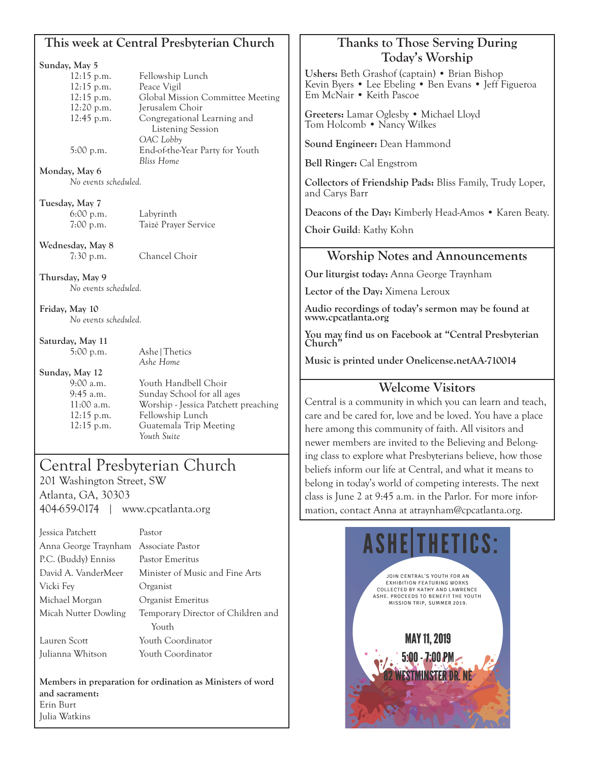## This week at Central Presbyterian Church

**Sunday, May 5**

| | |
|---|---|
| 12:15 p.m. | Fellowship Lunch |
| 12:15 p.m. | Peace Vigil |
| 12:15 p.m. | Global Mission Committee Meeting |
| 12:20 p.m. | Jerusalem Choir |
| 12:45 p.m. | Congregational Learning and Listening Session *OAC Lobby* |
| 5:00 p.m. | End-of-the-Year Party for Youth *Bliss Home* |

**Monday, May 6**
*No events scheduled.*

**Tuesday, May 7**

| | |
|---|---|
| 6:00 p.m. | Labyrinth |
| 7:00 p.m. | Taizé Prayer Service |

**Wednesday, May 8**

| | |
|---|---|
| 7:30 p.m. | Chancel Choir |

**Thursday, May 9**
*No events scheduled.*

**Friday, May 10**
*No events scheduled.*

**Saturday, May 11**

| | |
|---|---|
| 5:00 p.m. | Ashe\|Thetics *Ashe Home* |

**Sunday, May 12**

| | |
|---|---|
| 9:00 a.m. | Youth Handbell Choir |
| 9:45 a.m. | Sunday School for all ages |
| 11:00 a.m. | Worship - Jessica Patchett preaching |
| 12:15 p.m. | Fellowship Lunch |
| 12:15 p.m. | Guatemala Trip Meeting *Youth Suite* |

# Central Presbyterian Church

201 Washington Street, SW
Atlanta, GA, 30303
404-659-0174 | www.cpcatlanta.org

| | |
|---|---|
| Jessica Patchett | Pastor |
| Anna George Traynham | Associate Pastor |
| P.C. (Buddy) Enniss | Pastor Emeritus |
| David A. VanderMeer | Minister of Music and Fine Arts |
| Vicki Fey | Organist |
| Michael Morgan | Organist Emeritus |
| Micah Nutter Dowling | Temporary Director of Children and Youth |
| Lauren Scott | Youth Coordinator |
| Julianna Whitson | Youth Coordinator |

**Members in preparation for ordination as Ministers of word and sacrament:**
Erin Burt
Julia Watkins

## Thanks to Those Serving During Today's Worship

**Ushers:** Beth Grashof (captain) • Brian Bishop Kevin Byers • Lee Ebeling • Ben Evans • Jeff Figueroa Em McNair • Keith Pascoe

**Greeters:** Lamar Oglesby • Michael Lloyd Tom Holcomb • Nancy Wilkes

**Sound Engineer:** Dean Hammond

**Bell Ringer:** Cal Engstrom

**Collectors of Friendship Pads:** Bliss Family, Trudy Loper, and Carys Barr

**Deacons of the Day:** Kimberly Head-Amos • Karen Beaty.

**Choir Guild**: Kathy Kohn

## Worship Notes and Announcements

**Our liturgist today:** Anna George Traynham

**Lector of the Day:** Ximena Leroux

**Audio recordings of today's sermon may be found at www.cpcatlanta.org**

**You may find us on Facebook at "Central Presbyterian Church"**

**Music is printed under Onelicense.netAA-710014**

## Welcome Visitors

Central is a community in which you can learn and teach, care and be cared for, love and be loved. You have a place here among this community of faith. All visitors and newer members are invited to the Believing and Belonging class to explore what Presbyterians believe, how those beliefs inform our life at Central, and what it means to belong in today's world of competing interests. The next class is June 2 at 9:45 a.m. in the Parlor. For more information, contact Anna at atraynham@cpcatlanta.org.

ASHE|THETICS:

JOIN CENTRAL'S YOUTH FOR AN EXHIBITION FEATURING WORKS COLLECTED BY KATHY AND LAWRENCE ASHE. PROCEEDS TO BENEFIT THE YOUTH MISSION TRIP, SUMMER 2019.

MAY 11, 2019
5:00 - 7:00 PM
82 WESTMINSTER DR. NE